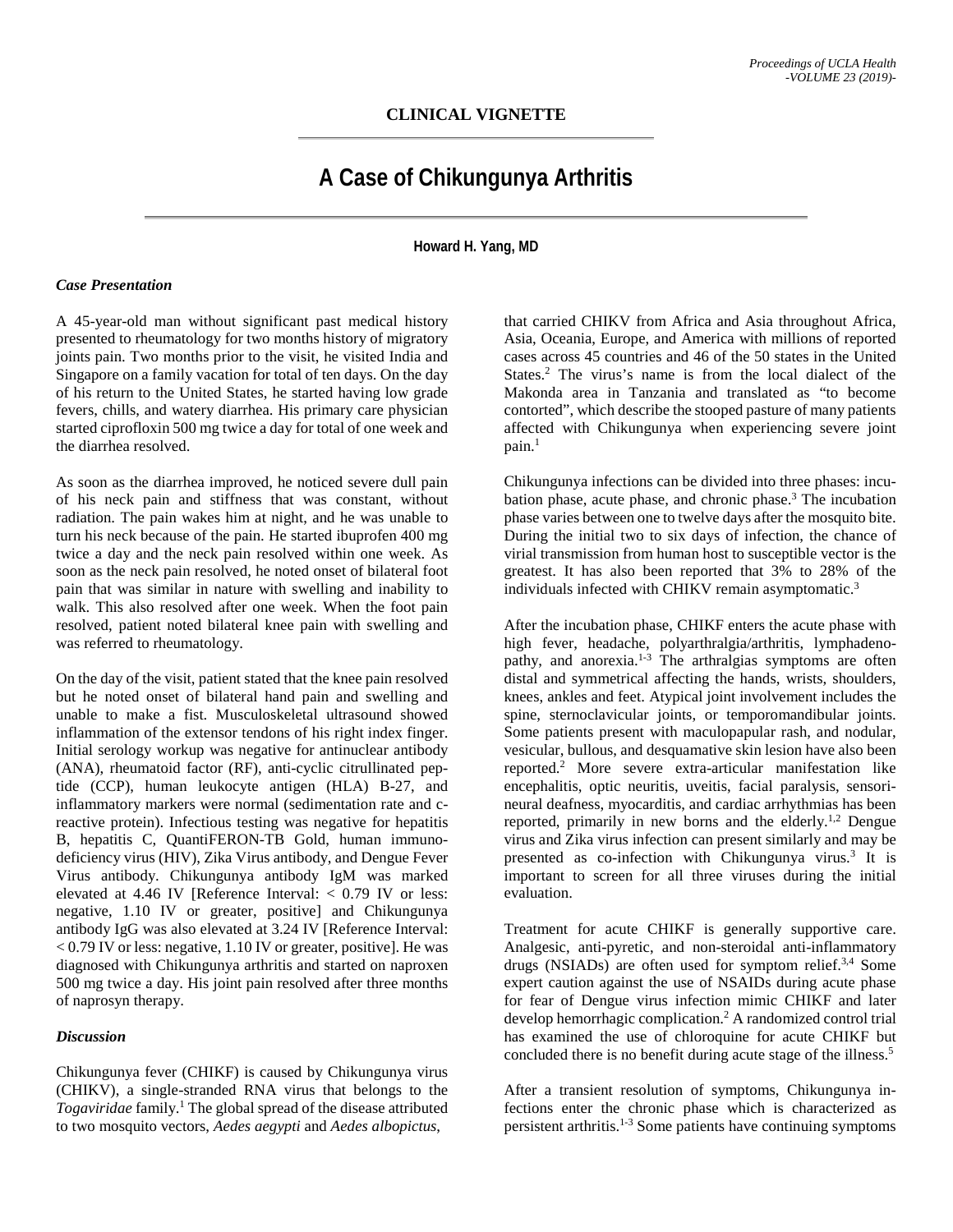## CLINICAL VIGNETTE

# A Case of Chikungunya Arthritis

**Howard H. Yang, MD**

### *Case Presentation*

A 45-year-old man without significant past medical history presented to rheumatology for two months history of migratory joints pain. Two months prior to the visit, he visited India and Singapore on a family vacation for total of ten days. On the day of his return to the United States, he started having low grade fevers, chills, and watery diarrhea. His primary care physician started ciprofloxin 500 mg twice a day for total of one week and the diarrhea resolved.

As soon as the diarrhea improved, he noticed severe dull pain of his neck pain and stiffness that was constant, without radiation. The pain wakes him at night, and he was unable to turn his neck because of the pain. He started ibuprofen 400 mg twice a day and the neck pain resolved within one week. As soon as the neck pain resolved, he noted onset of bilateral foot pain that was similar in nature with swelling and inability to walk. This also resolved after one week. When the foot pain resolved, patient noted bilateral knee pain with swelling and was referred to rheumatology.

On the day of the visit, patient stated that the knee pain resolved but he noted onset of bilateral hand pain and swelling and unable to make a fist. Musculoskeletal ultrasound showed inflammation of the extensor tendons of his right index finger. Initial serology workup was negative for antinuclear antibody (ANA), rheumatoid factor (RF), anti-cyclic citrullinated peptide (CCP), human leukocyte antigen (HLA) B-27, and inflammatory markers were normal (sedimentation rate and c-reactive protein). Infectious testing was negative for hepatitis B, hepatitis C, QuantiFERON-TB Gold, human immunodeficiency virus (HIV), Zika Virus antibody, and Dengue Fever Virus antibody. Chikungunya antibody IgM was marked elevated at 4.46 IV [Reference Interval: < 0.79 IV or less: negative, 1.10 IV or greater, positive] and Chikungunya antibody IgG was also elevated at 3.24 IV [Reference Interval: < 0.79 IV or less: negative, 1.10 IV or greater, positive]. He was diagnosed with Chikungunya arthritis and started on naproxen 500 mg twice a day. His joint pain resolved after three months of naprosyn therapy.

### *Discussion*

Chikungunya fever (CHIKF) is caused by Chikungunya virus (CHIKV), a single-stranded RNA virus that belongs to the *Togaviridae* family.[1] The global spread of the disease attributed to two mosquito vectors, *Aedes aegypti* and *Aedes albopictus,* that carried CHIKV from Africa and Asia throughout Africa, Asia, Oceania, Europe, and America with millions of reported cases across 45 countries and 46 of the 50 states in the United States.[2] The virus's name is from the local dialect of the Makonda area in Tanzania and translated as "to become contorted", which describe the stooped pasture of many patients affected with Chikungunya when experiencing severe joint pain.[1]

Chikungunya infections can be divided into three phases: incubation phase, acute phase, and chronic phase.[3] The incubation phase varies between one to twelve days after the mosquito bite. During the initial two to six days of infection, the chance of virial transmission from human host to susceptible vector is the greatest. It has also been reported that 3% to 28% of the individuals infected with CHIKV remain asymptomatic.[3]

After the incubation phase, CHIKF enters the acute phase with high fever, headache, polyarthralgia/arthritis, lymphadenopathy, and anorexia.[1-3] The arthralgias symptoms are often distal and symmetrical affecting the hands, wrists, shoulders, knees, ankles and feet. Atypical joint involvement includes the spine, sternoclavicular joints, or temporomandibular joints. Some patients present with maculopapular rash, and nodular, vesicular, bullous, and desquamative skin lesion have also been reported.[2] More severe extra-articular manifestation like encephalitis, optic neuritis, uveitis, facial paralysis, sensorineural deafness, myocarditis, and cardiac arrhythmias has been reported, primarily in new borns and the elderly.[1,2] Dengue virus and Zika virus infection can present similarly and may be presented as co-infection with Chikungunya virus.[3] It is important to screen for all three viruses during the initial evaluation.

Treatment for acute CHIKF is generally supportive care. Analgesic, anti-pyretic, and non-steroidal anti-inflammatory drugs (NSIADs) are often used for symptom relief.[3,4] Some expert caution against the use of NSAIDs during acute phase for fear of Dengue virus infection mimic CHIKF and later develop hemorrhagic complication.[2] A randomized control trial has examined the use of chloroquine for acute CHIKF but concluded there is no benefit during acute stage of the illness.[5]

After a transient resolution of symptoms, Chikungunya infections enter the chronic phase which is characterized as persistent arthritis.[1-3] Some patients have continuing symptoms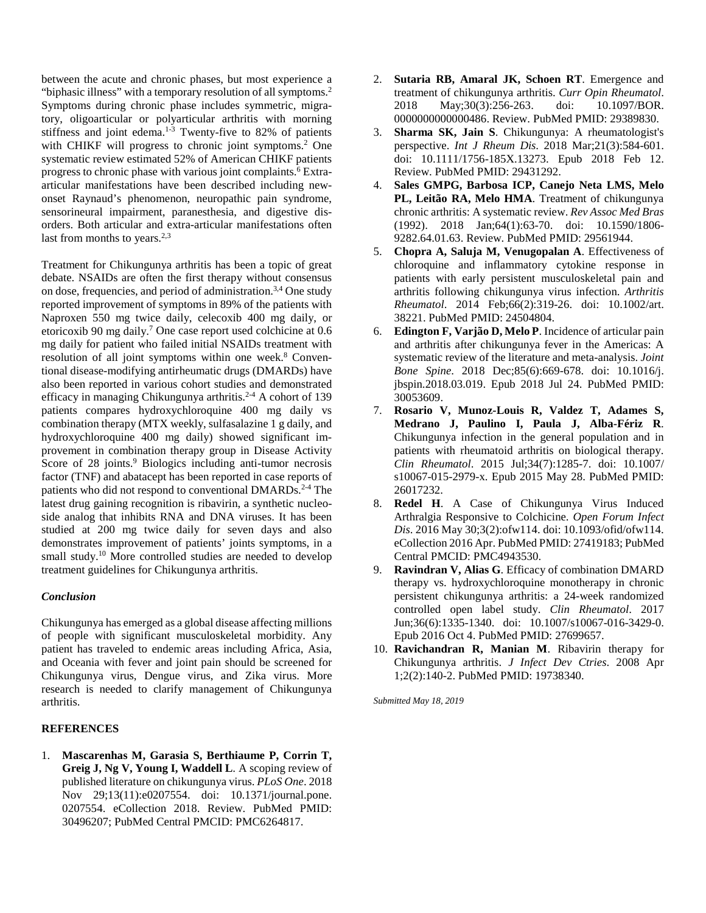between the acute and chronic phases, but most experience a "biphasic illness" with a temporary resolution of all symptoms.[2] Symptoms during chronic phase includes symmetric, migratory, oligoarticular or polyarticular arthritis with morning stiffness and joint edema.[1-3] Twenty-five to 82% of patients with CHIKF will progress to chronic joint symptoms.[2] One systematic review estimated 52% of American CHIKF patients progress to chronic phase with various joint complaints.[6] Extra-articular manifestations have been described including new-onset Raynaud's phenomenon, neuropathic pain syndrome, sensorineural impairment, paranesthesia, and digestive disorders. Both articular and extra-articular manifestations often last from months to years.[2,3]

Treatment for Chikungunya arthritis has been a topic of great debate. NSAIDs are often the first therapy without consensus on dose, frequencies, and period of administration.[3,4] One study reported improvement of symptoms in 89% of the patients with Naproxen 550 mg twice daily, celecoxib 400 mg daily, or etoricoxib 90 mg daily.[7] One case report used colchicine at 0.6 mg daily for patient who failed initial NSAIDs treatment with resolution of all joint symptoms within one week.[8] Conventional disease-modifying antirheumatic drugs (DMARDs) have also been reported in various cohort studies and demonstrated efficacy in managing Chikungunya arthritis.[2-4] A cohort of 139 patients compares hydroxychloroquine 400 mg daily vs combination therapy (MTX weekly, sulfasalazine 1 g daily, and hydroxychloroquine 400 mg daily) showed significant improvement in combination therapy group in Disease Activity Score of 28 joints.[9] Biologics including anti-tumor necrosis factor (TNF) and abatacept has been reported in case reports of patients who did not respond to conventional DMARDs.[2-4] The latest drug gaining recognition is ribavirin, a synthetic nucleoside analog that inhibits RNA and DNA viruses. It has been studied at 200 mg twice daily for seven days and also demonstrates improvement of patients' joints symptoms, in a small study.[10] More controlled studies are needed to develop treatment guidelines for Chikungunya arthritis.

### *Conclusion*

Chikungunya has emerged as a global disease affecting millions of people with significant musculoskeletal morbidity. Any patient has traveled to endemic areas including Africa, Asia, and Oceania with fever and joint pain should be screened for Chikungunya virus, Dengue virus, and Zika virus. More research is needed to clarify management of Chikungunya arthritis.

## REFERENCES

1. **Mascarenhas M, Garasia S, Berthiaume P, Corrin T, Greig J, Ng V, Young I, Waddell L**. A scoping review of published literature on chikungunya virus. *PLoS One*. 2018 Nov 29;13(11):e0207554. doi: 10.1371/journal.pone.0207554. eCollection 2018. Review. PubMed PMID: 30496207; PubMed Central PMCID: PMC6264817.
2. **Sutaria RB, Amaral JK, Schoen RT**. Emergence and treatment of chikungunya arthritis. *Curr Opin Rheumatol*. 2018 May;30(3):256-263. doi: 10.1097/BOR.0000000000000486. Review. PubMed PMID: 29389830.
3. **Sharma SK, Jain S**. Chikungunya: A rheumatologist's perspective. *Int J Rheum Dis*. 2018 Mar;21(3):584-601. doi: 10.1111/1756-185X.13273. Epub 2018 Feb 12. Review. PubMed PMID: 29431292.
4. **Sales GMPG, Barbosa ICP, Canejo Neta LMS, Melo PL, Leitão RA, Melo HMA**. Treatment of chikungunya chronic arthritis: A systematic review. *Rev Assoc Med Bras* (1992). 2018 Jan;64(1):63-70. doi: 10.1590/1806-9282.64.01.63. Review. PubMed PMID: 29561944.
5. **Chopra A, Saluja M, Venugopalan A**. Effectiveness of chloroquine and inflammatory cytokine response in patients with early persistent musculoskeletal pain and arthritis following chikungunya virus infection. *Arthritis Rheumatol*. 2014 Feb;66(2):319-26. doi: 10.1002/art.38221. PubMed PMID: 24504804.
6. **Edington F, Varjão D, Melo P**. Incidence of articular pain and arthritis after chikungunya fever in the Americas: A systematic review of the literature and meta-analysis. *Joint Bone Spine*. 2018 Dec;85(6):669-678. doi: 10.1016/j.jbspin.2018.03.019. Epub 2018 Jul 24. PubMed PMID: 30053609.
7. **Rosario V, Munoz-Louis R, Valdez T, Adames S, Medrano J, Paulino I, Paula J, Alba-Fériz R**. Chikungunya infection in the general population and in patients with rheumatoid arthritis on biological therapy. *Clin Rheumatol*. 2015 Jul;34(7):1285-7. doi: 10.1007/s10067-015-2979-x. Epub 2015 May 28. PubMed PMID: 26017232.
8. **Redel H**. A Case of Chikungunya Virus Induced Arthralgia Responsive to Colchicine. *Open Forum Infect Dis*. 2016 May 30;3(2):ofw114. doi: 10.1093/ofid/ofw114. eCollection 2016 Apr. PubMed PMID: 27419183; PubMed Central PMCID: PMC4943530.
9. **Ravindran V, Alias G**. Efficacy of combination DMARD therapy vs. hydroxychloroquine monotherapy in chronic persistent chikungunya arthritis: a 24-week randomized controlled open label study. *Clin Rheumatol*. 2017 Jun;36(6):1335-1340. doi: 10.1007/s10067-016-3429-0. Epub 2016 Oct 4. PubMed PMID: 27699657.
10. **Ravichandran R, Manian M**. Ribavirin therapy for Chikungunya arthritis. *J Infect Dev Ctries*. 2008 Apr 1;2(2):140-2. PubMed PMID: 19738340.

*Submitted May 18, 2019*